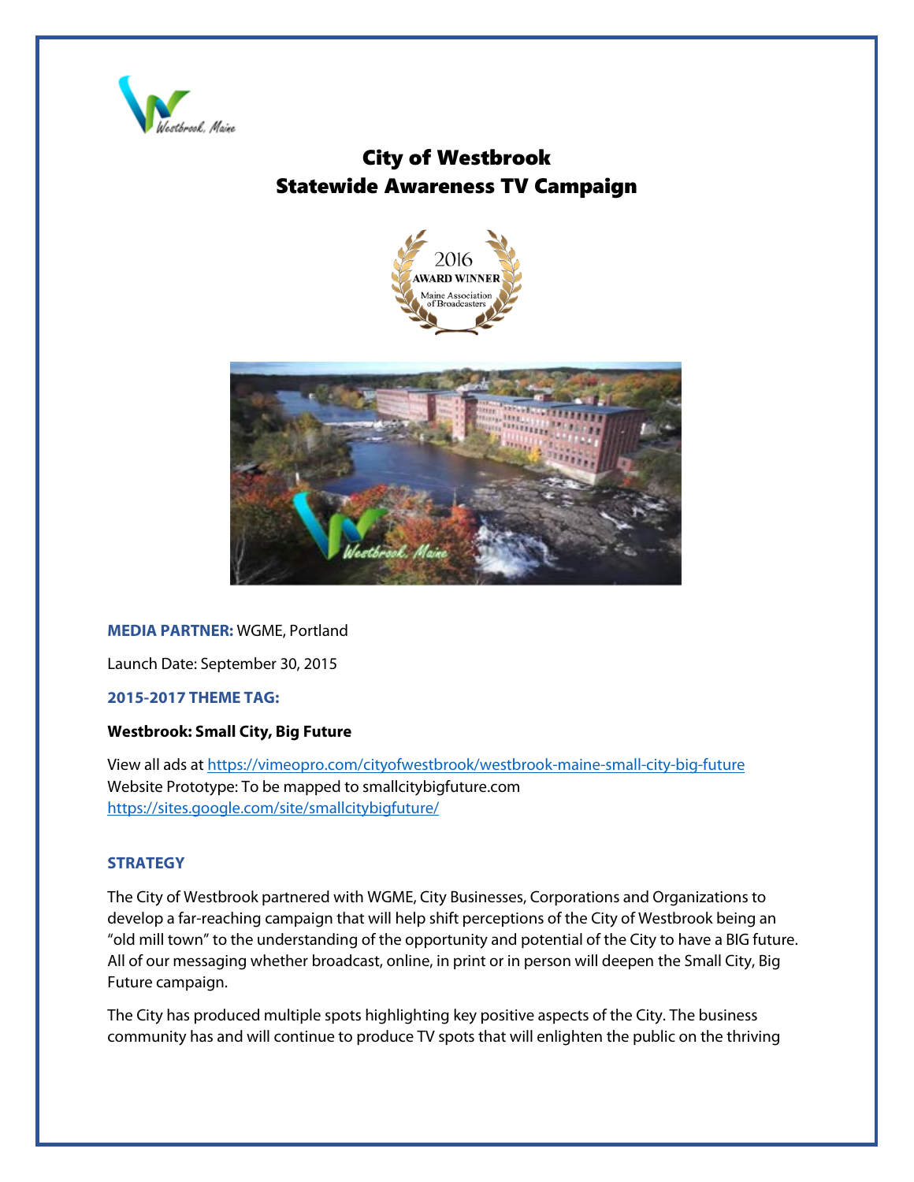# City of Westbrook
# Statewide Awareness TV Campaign

**MEDIA PARTNER:** WGME, Portland

Launch Date: September 30, 2015

**2015-2017 THEME TAG:**

**Westbrook: Small City, Big Future**

View all ads at https://vimeopro.com/cityofwestbrook/westbrook-maine-small-city-big-future
Website Prototype: To be mapped to smallcitybigfuture.com
https://sites.google.com/site/smallcitybigfuture/

## STRATEGY

The City of Westbrook partnered with WGME, City Businesses, Corporations and Organizations to develop a far-reaching campaign that will help shift perceptions of the City of Westbrook being an "old mill town" to the understanding of the opportunity and potential of the City to have a BIG future. All of our messaging whether broadcast, online, in print or in person will deepen the Small City, Big Future campaign.

The City has produced multiple spots highlighting key positive aspects of the City. The business community has and will continue to produce TV spots that will enlighten the public on the thriving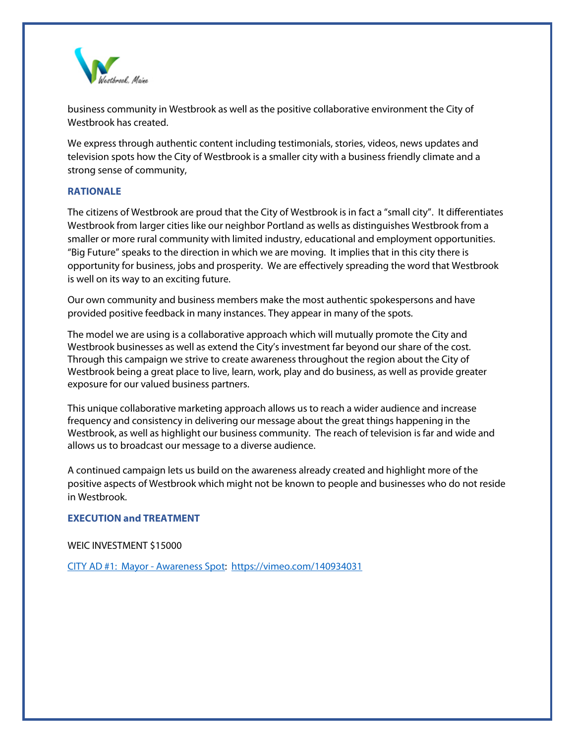business community in Westbrook as well as the positive collaborative environment the City of Westbrook has created.

We express through authentic content including testimonials, stories, videos, news updates and television spots how the City of Westbrook is a smaller city with a business friendly climate and a strong sense of community,

### RATIONALE

The citizens of Westbrook are proud that the City of Westbrook is in fact a "small city". It differentiates Westbrook from larger cities like our neighbor Portland as wells as distinguishes Westbrook from a smaller or more rural community with limited industry, educational and employment opportunities. "Big Future" speaks to the direction in which we are moving. It implies that in this city there is opportunity for business, jobs and prosperity. We are effectively spreading the word that Westbrook is well on its way to an exciting future.

Our own community and business members make the most authentic spokespersons and have provided positive feedback in many instances. They appear in many of the spots.

The model we are using is a collaborative approach which will mutually promote the City and Westbrook businesses as well as extend the City's investment far beyond our share of the cost. Through this campaign we strive to create awareness throughout the region about the City of Westbrook being a great place to live, learn, work, play and do business, as well as provide greater exposure for our valued business partners.

This unique collaborative marketing approach allows us to reach a wider audience and increase frequency and consistency in delivering our message about the great things happening in the Westbrook, as well as highlight our business community. The reach of television is far and wide and allows us to broadcast our message to a diverse audience.

A continued campaign lets us build on the awareness already created and highlight more of the positive aspects of Westbrook which might not be known to people and businesses who do not reside in Westbrook.

### EXECUTION and TREATMENT

WEIC INVESTMENT $15000

[CITY AD #1: Mayor - Awareness Spot](https://vimeo.com/140934031): https://vimeo.com/140934031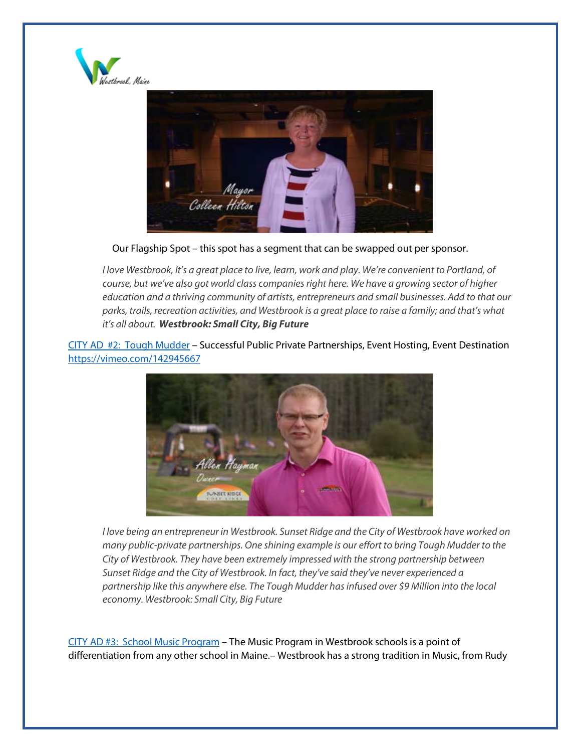Our Flagship Spot – this spot has a segment that can be swapped out per sponsor.

*I love Westbrook, It's a great place to live, learn, work and play. We're convenient to Portland, of course, but we've also got world class companies right here. We have a growing sector of higher education and a thriving community of artists, entrepreneurs and small businesses. Add to that our parks, trails, recreation activities, and Westbrook is a great place to raise a family; and that's what it's all about.* ***Westbrook: Small City, Big Future***

CITY AD #2: Tough Mudder – Successful Public Private Partnerships, Event Hosting, Event Destination https://vimeo.com/142945667

*I love being an entrepreneur in Westbrook. Sunset Ridge and the City of Westbrook have worked on many public-private partnerships. One shining example is our effort to bring Tough Mudder to the City of Westbrook. They have been extremely impressed with the strong partnership between Sunset Ridge and the City of Westbrook. In fact, they've said they've never experienced a partnership like this anywhere else. The Tough Mudder has infused over $9 Million into the local economy. Westbrook: Small City, Big Future*

CITY AD #3: School Music Program – The Music Program in Westbrook schools is a point of differentiation from any other school in Maine.– Westbrook has a strong tradition in Music, from Rudy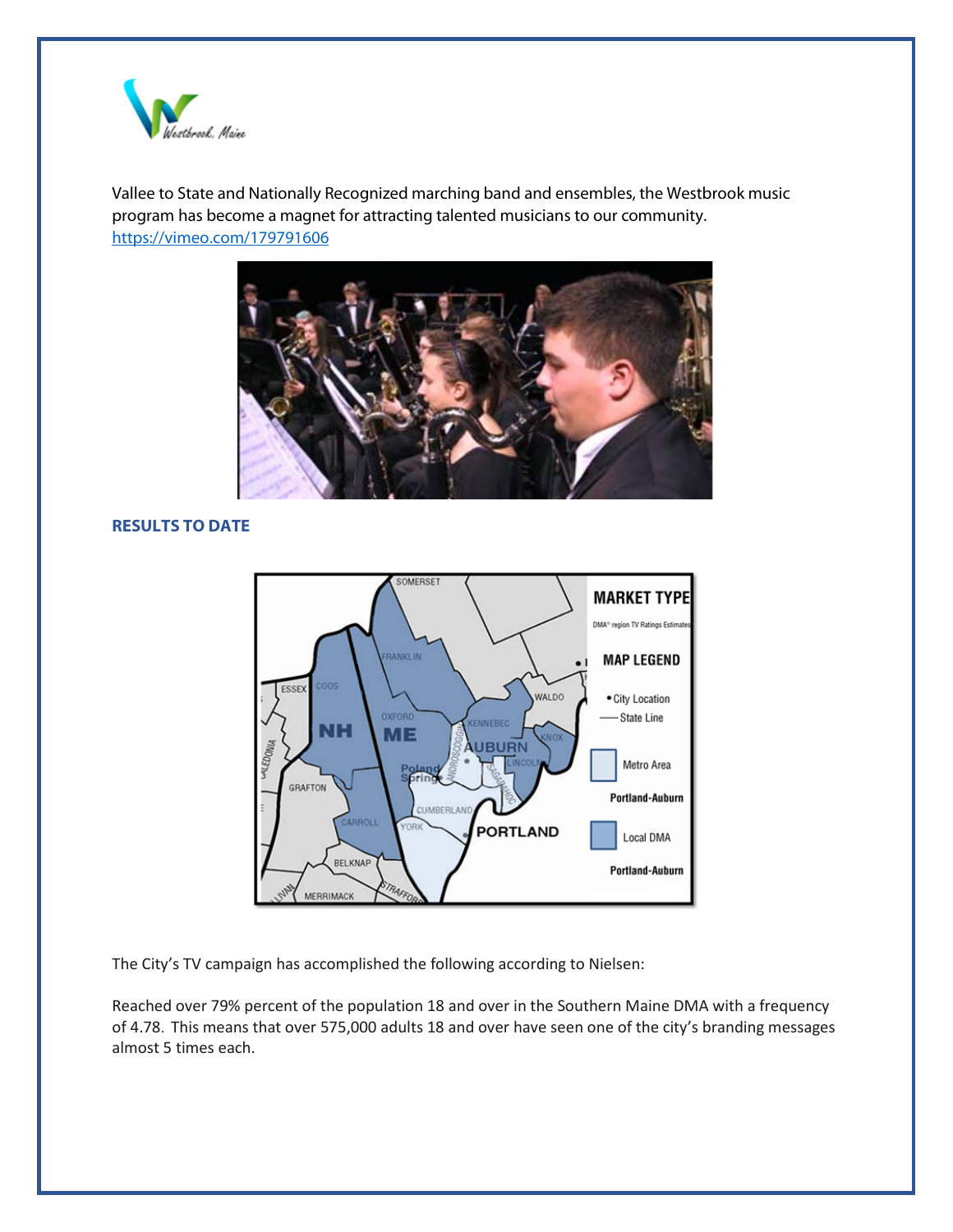Vallee to State and Nationally Recognized marching band and ensembles, the Westbrook music program has become a magnet for attracting talented musicians to our community.
https://vimeo.com/179791606

## RESULTS TO DATE

The City's TV campaign has accomplished the following according to Nielsen:

Reached over 79% percent of the population 18 and over in the Southern Maine DMA with a frequency of 4.78. This means that over 575,000 adults 18 and over have seen one of the city's branding messages almost 5 times each.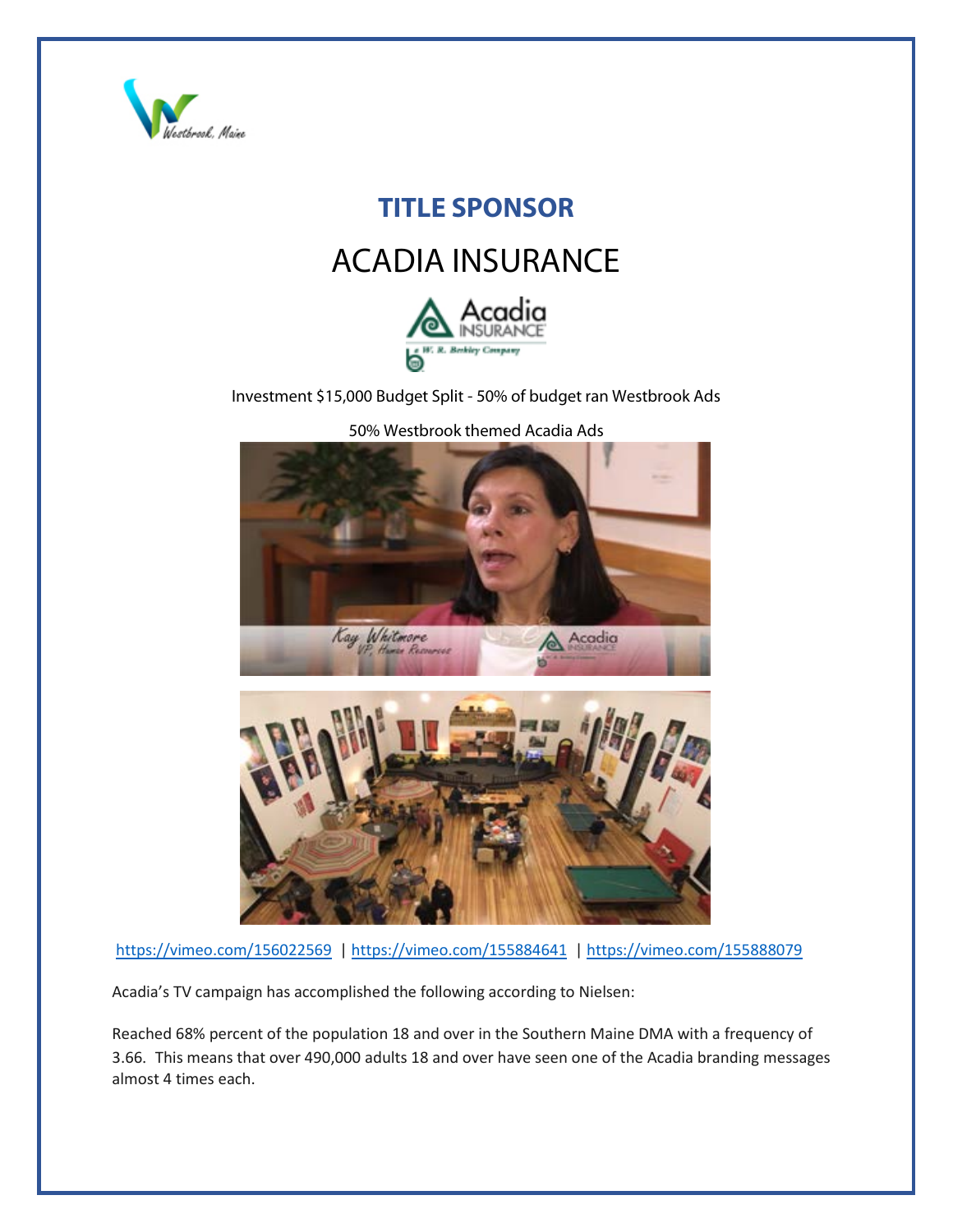## TITLE SPONSOR

# ACADIA INSURANCE

Investment $15,000 Budget Split - 50% of budget ran Westbrook Ads

50% Westbrook themed Acadia Ads

https://vimeo.com/156022569 | https://vimeo.com/155884641 | https://vimeo.com/155888079

Acadia's TV campaign has accomplished the following according to Nielsen:

Reached 68% percent of the population 18 and over in the Southern Maine DMA with a frequency of 3.66. This means that over 490,000 adults 18 and over have seen one of the Acadia branding messages almost 4 times each.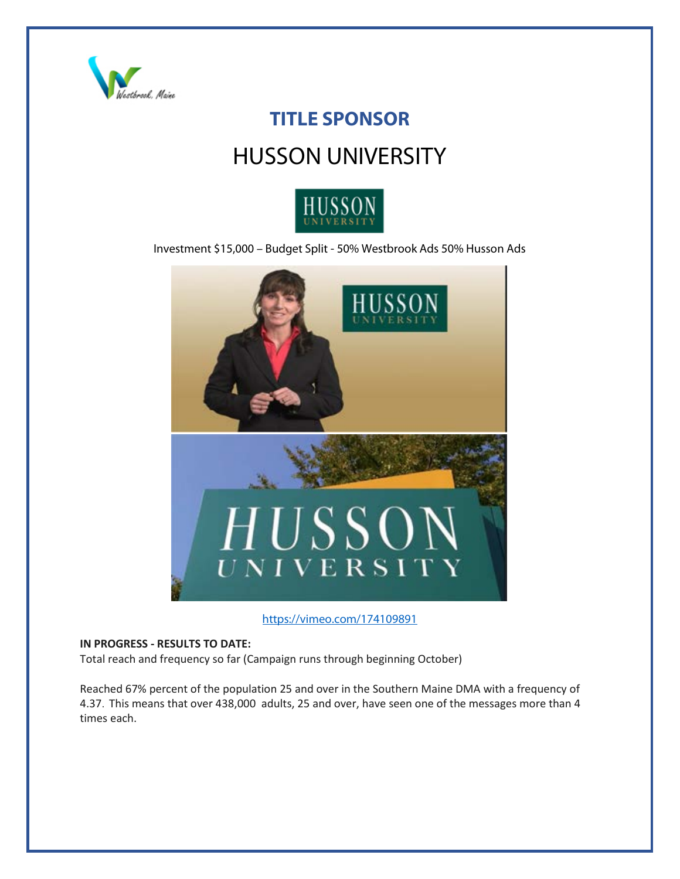## TITLE SPONSOR

# HUSSON UNIVERSITY

Investment $15,000 – Budget Split - 50% Westbrook Ads 50% Husson Ads

https://vimeo.com/174109891

**IN PROGRESS - RESULTS TO DATE:**
Total reach and frequency so far (Campaign runs through beginning October)

Reached 67% percent of the population 25 and over in the Southern Maine DMA with a frequency of 4.37. This means that over 438,000 adults, 25 and over, have seen one of the messages more than 4 times each.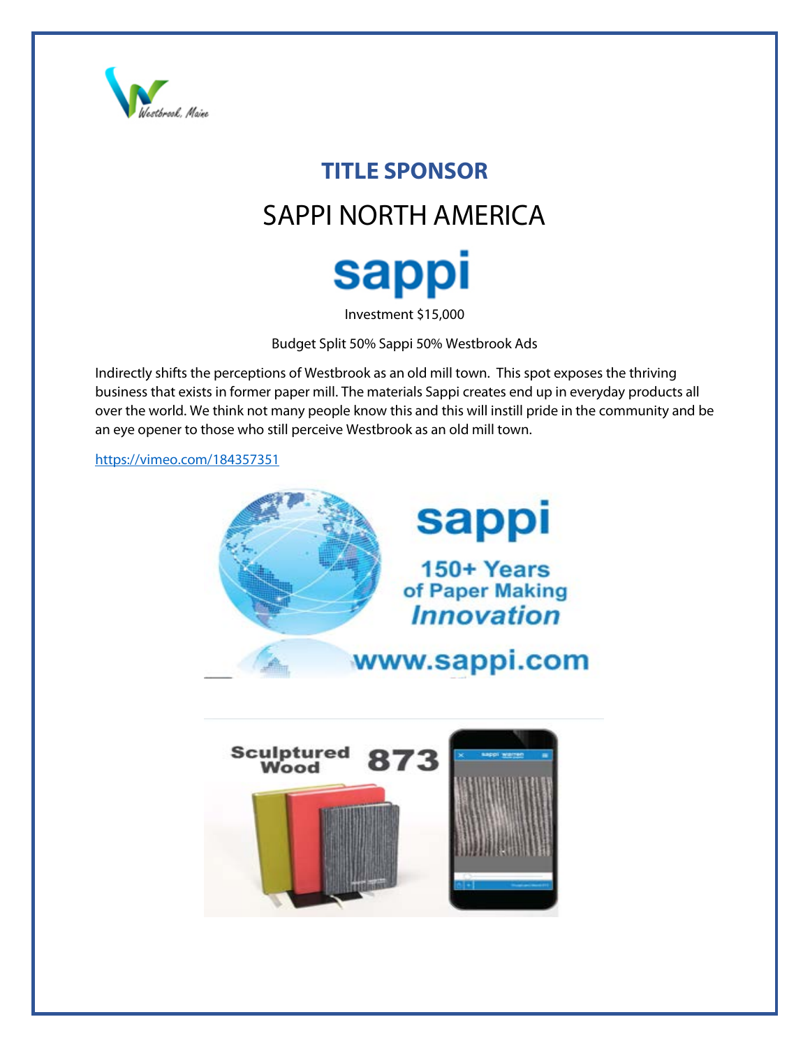## TITLE SPONSOR

# SAPPI NORTH AMERICA

sappi

Investment $15,000

Budget Split 50% Sappi 50% Westbrook Ads

Indirectly shifts the perceptions of Westbrook as an old mill town. This spot exposes the thriving business that exists in former paper mill. The materials Sappi creates end up in everyday products all over the world. We think not many people know this and this will instill pride in the community and be an eye opener to those who still perceive Westbrook as an old mill town.

https://vimeo.com/184357351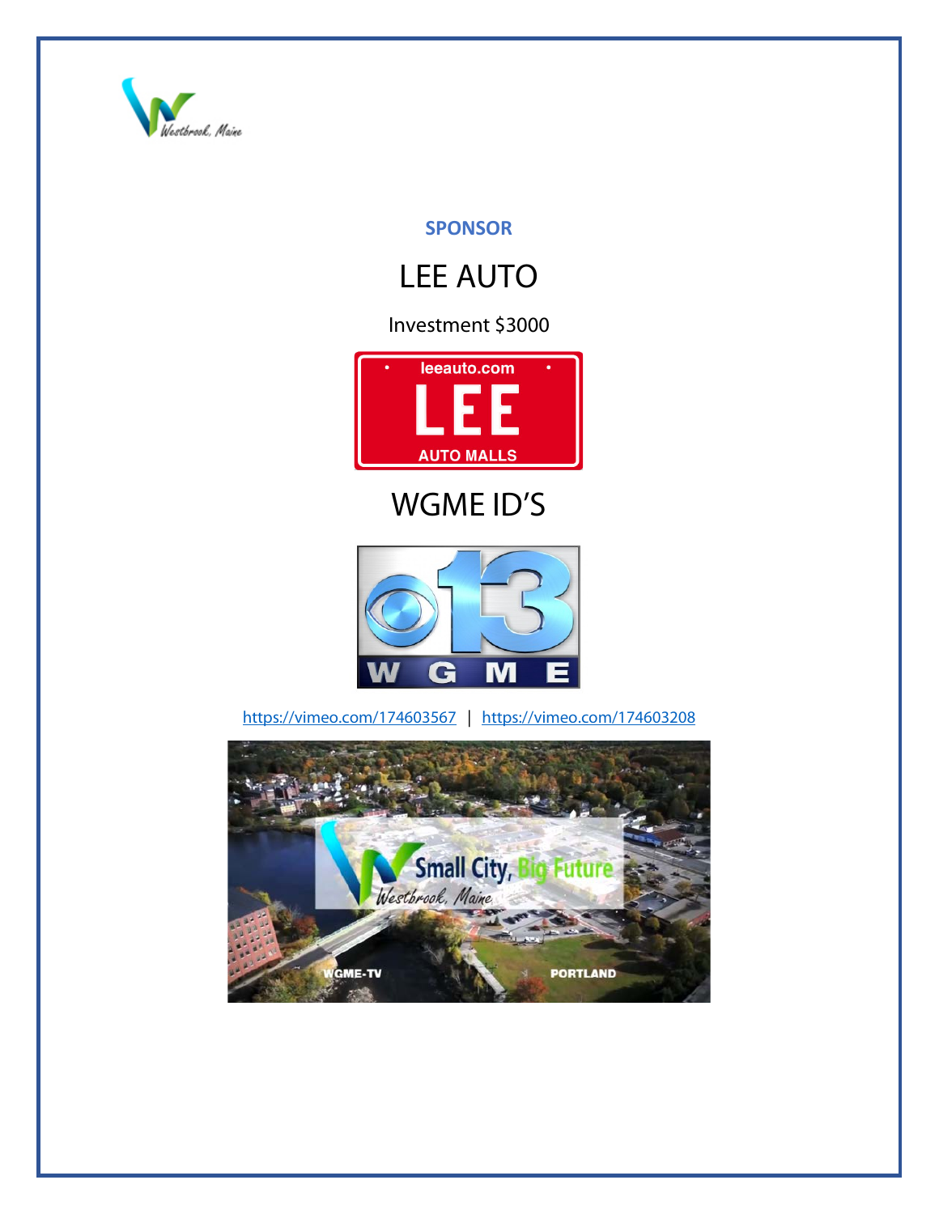**SPONSOR**

# LEE AUTO

Investment $3000

# WGME ID'S

https://vimeo.com/174603567 | https://vimeo.com/174603208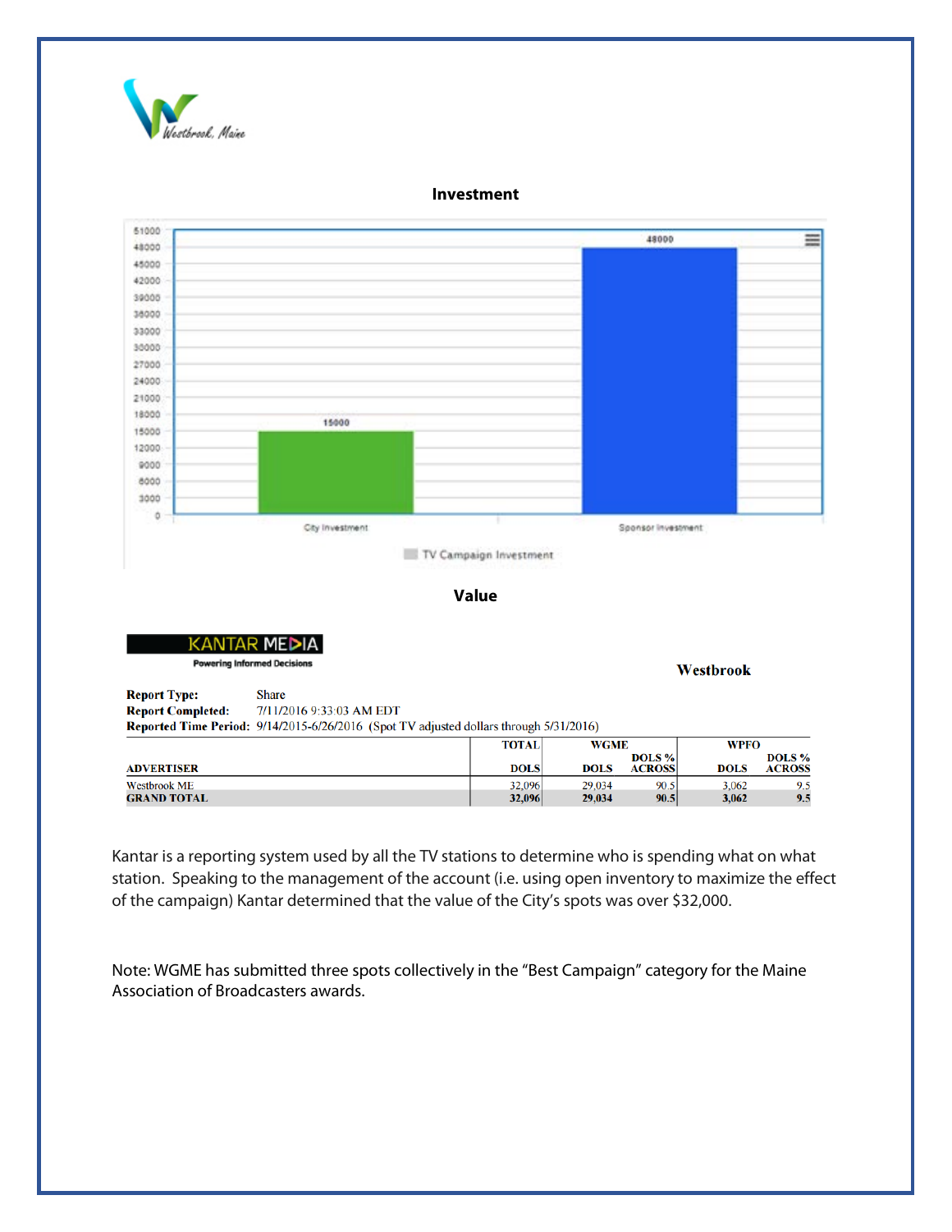Westbrook, Maine

## Investment

| | TV Campaign Investment |
|---|---|
| City Investment | 15000 |
| Sponsor Investment | 48000 |

## Value

KANTAR MEDIA

Powering Informed Decisions

**Westbrook**

**Report Type:** Share
**Report Completed:** 7/11/2016 9:33:03 AM EDT
**Reported Time Period:** 9/14/2015-6/26/2016 (Spot TV adjusted dollars through 5/31/2016)

| | TOTAL | WGME | | WPFO | |
|---|---|---|---|---|---|
| **ADVERTISER** | **DOLS** | **DOLS** | **DOLS % ACROSS** | **DOLS** | **DOLS % ACROSS** |
| Westbrook ME | 32,096 | 29,034 | 90.5 | 3,062 | 9.5 |
| **GRAND TOTAL** | **32,096** | **29,034** | **90.5** | **3,062** | **9.5** |

Kantar is a reporting system used by all the TV stations to determine who is spending what on what station. Speaking to the management of the account (i.e. using open inventory to maximize the effect of the campaign) Kantar determined that the value of the City's spots was over $32,000.

Note: WGME has submitted three spots collectively in the "Best Campaign" category for the Maine Association of Broadcasters awards.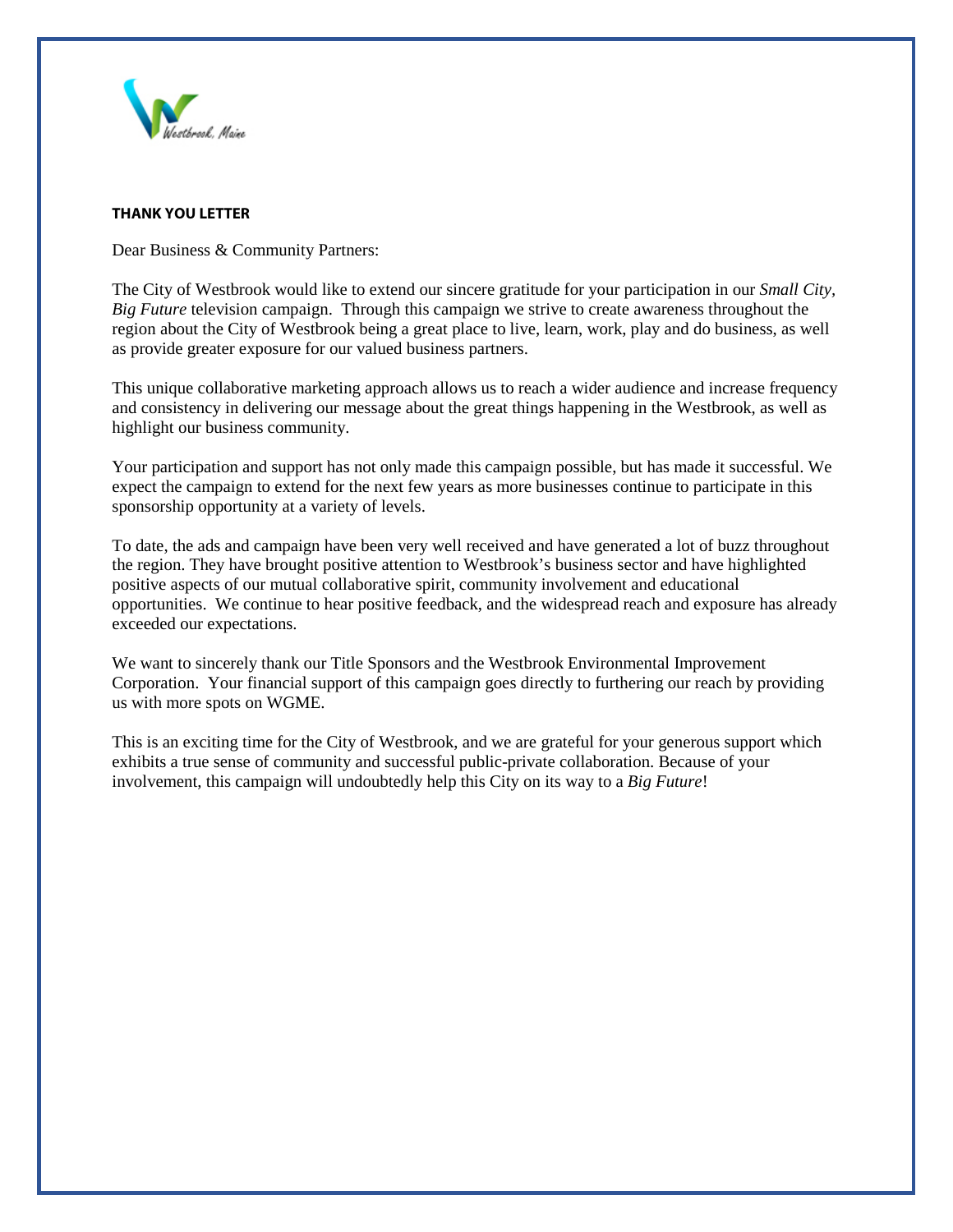**THANK YOU LETTER**

Dear Business & Community Partners:

The City of Westbrook would like to extend our sincere gratitude for your participation in our *Small City, Big Future* television campaign. Through this campaign we strive to create awareness throughout the region about the City of Westbrook being a great place to live, learn, work, play and do business, as well as provide greater exposure for our valued business partners.

This unique collaborative marketing approach allows us to reach a wider audience and increase frequency and consistency in delivering our message about the great things happening in the Westbrook, as well as highlight our business community.

Your participation and support has not only made this campaign possible, but has made it successful. We expect the campaign to extend for the next few years as more businesses continue to participate in this sponsorship opportunity at a variety of levels.

To date, the ads and campaign have been very well received and have generated a lot of buzz throughout the region. They have brought positive attention to Westbrook's business sector and have highlighted positive aspects of our mutual collaborative spirit, community involvement and educational opportunities. We continue to hear positive feedback, and the widespread reach and exposure has already exceeded our expectations.

We want to sincerely thank our Title Sponsors and the Westbrook Environmental Improvement Corporation. Your financial support of this campaign goes directly to furthering our reach by providing us with more spots on WGME.

This is an exciting time for the City of Westbrook, and we are grateful for your generous support which exhibits a true sense of community and successful public-private collaboration. Because of your involvement, this campaign will undoubtedly help this City on its way to a *Big Future*!